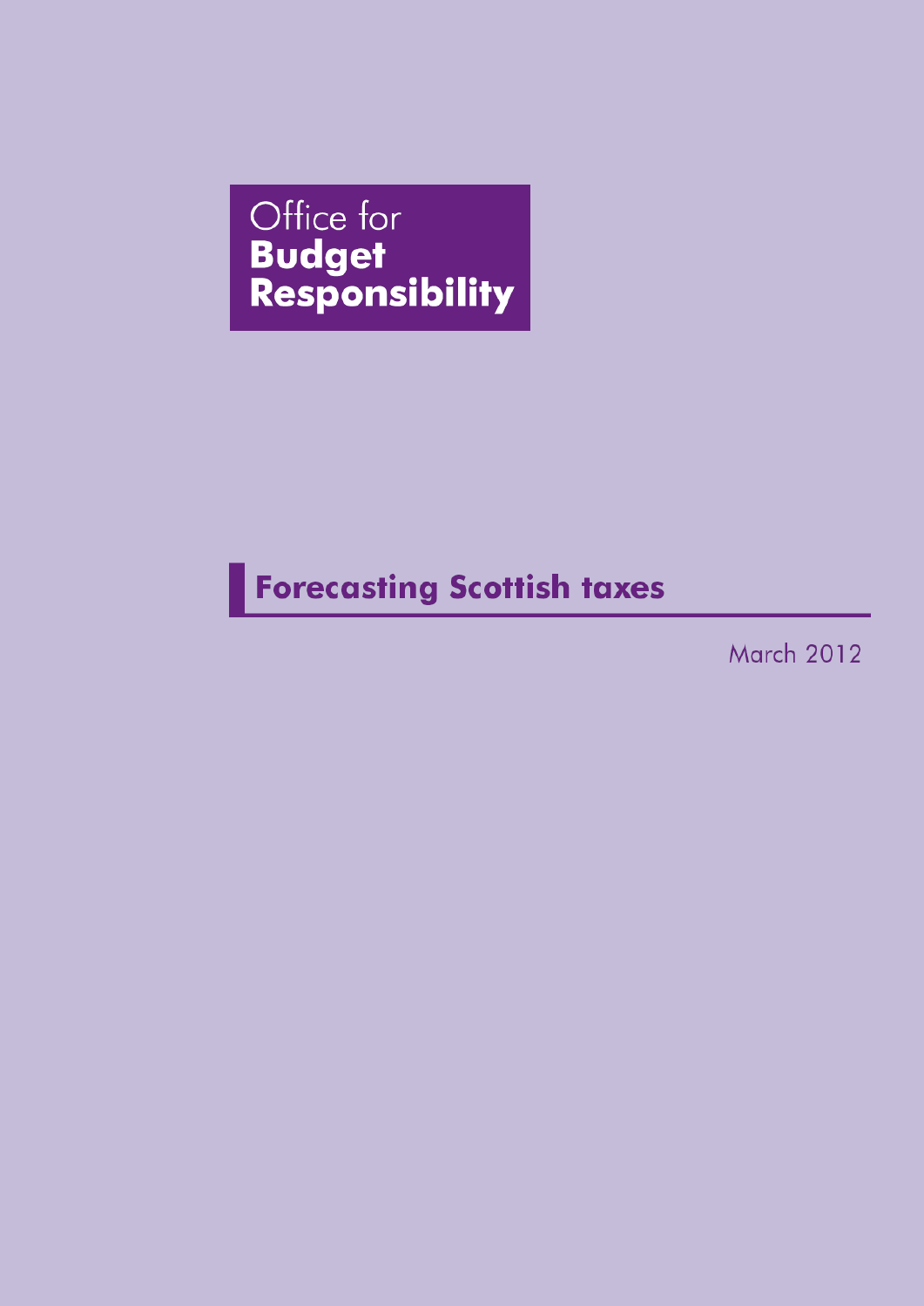Office for
**Budget**
**Responsibility**

# Forecasting Scottish taxes

March 2012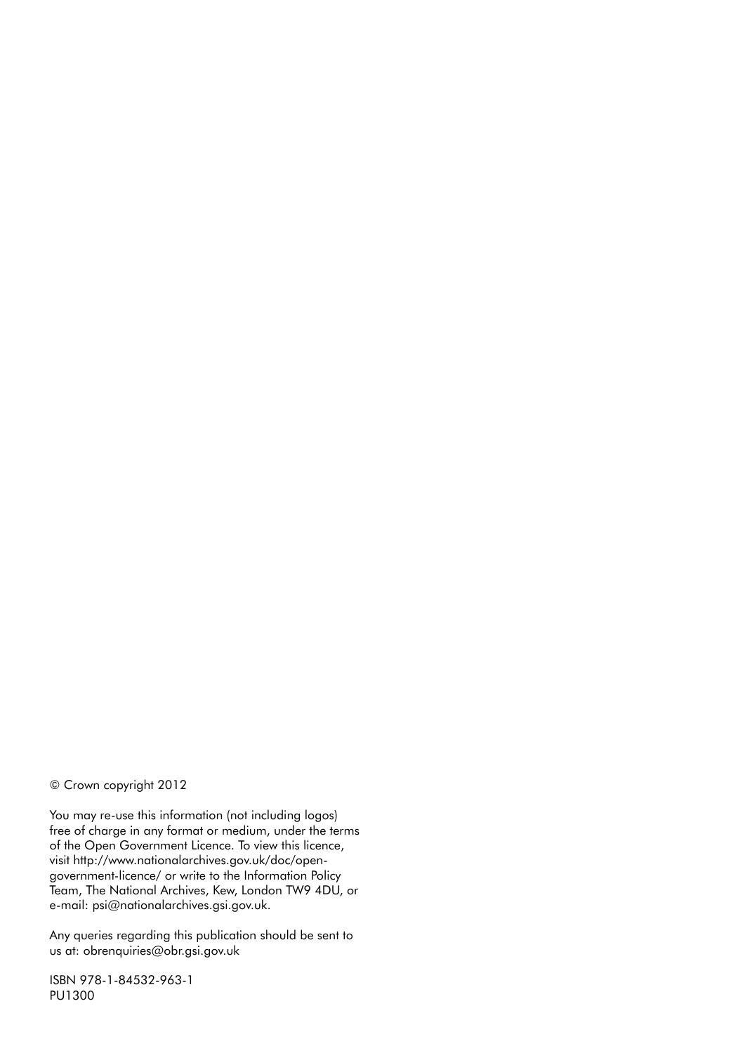© Crown copyright 2012

You may re-use this information (not including logos) free of charge in any format or medium, under the terms of the Open Government Licence. To view this licence, visit http://www.nationalarchives.gov.uk/doc/open-government-licence/ or write to the Information Policy Team, The National Archives, Kew, London TW9 4DU, or e-mail: psi@nationalarchives.gsi.gov.uk.

Any queries regarding this publication should be sent to us at: obrenquiries@obr.gsi.gov.uk

ISBN 978-1-84532-963-1
PU1300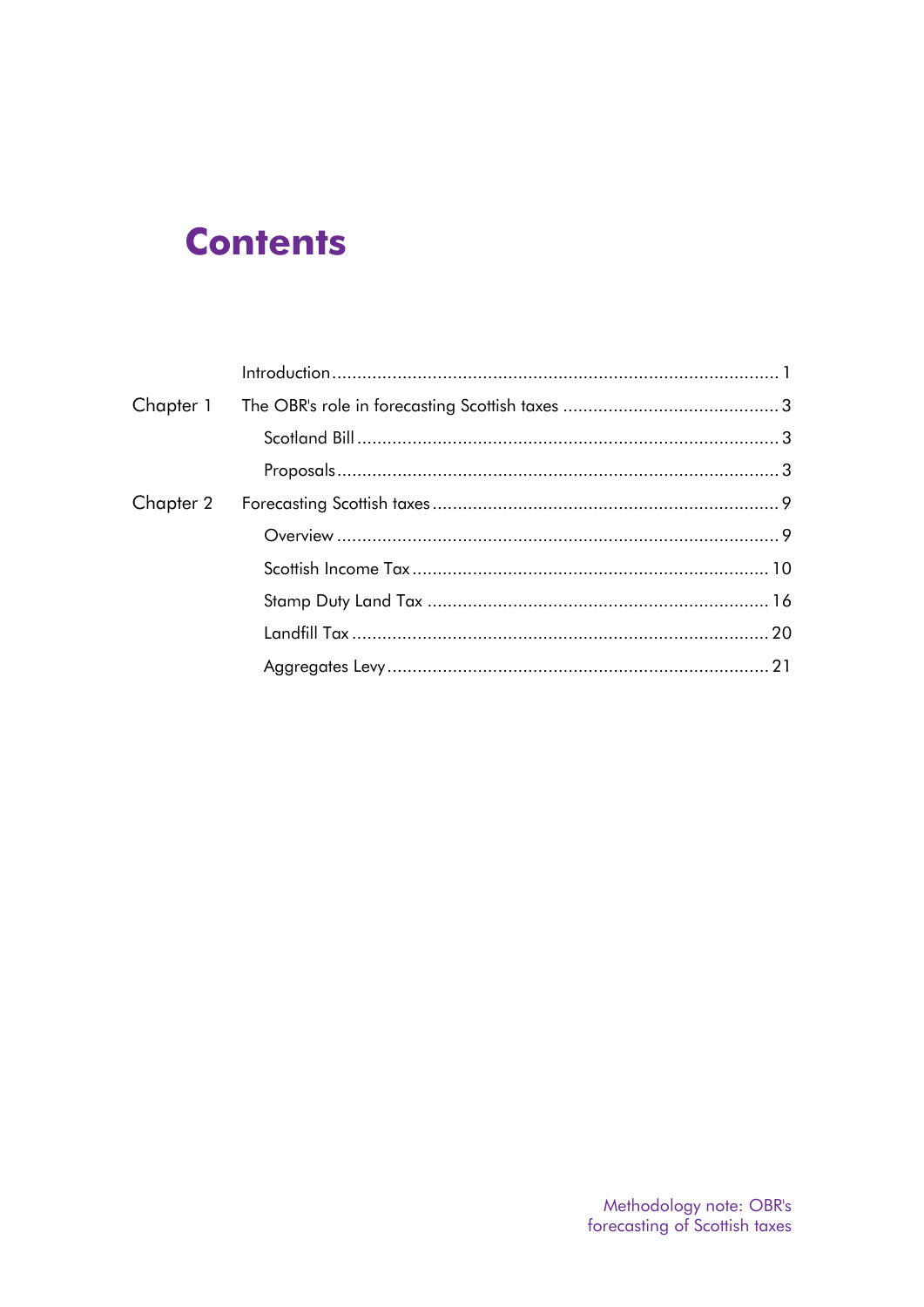# Contents

| | | |
|---|---|---|
| | Introduction | 1 |
| Chapter 1 | The OBR's role in forecasting Scottish taxes | 3 |
| | Scotland Bill | 3 |
| | Proposals | 3 |
| Chapter 2 | Forecasting Scottish taxes | 9 |
| | Overview | 9 |
| | Scottish Income Tax | 10 |
| | Stamp Duty Land Tax | 16 |
| | Landfill Tax | 20 |
| | Aggregates Levy | 21 |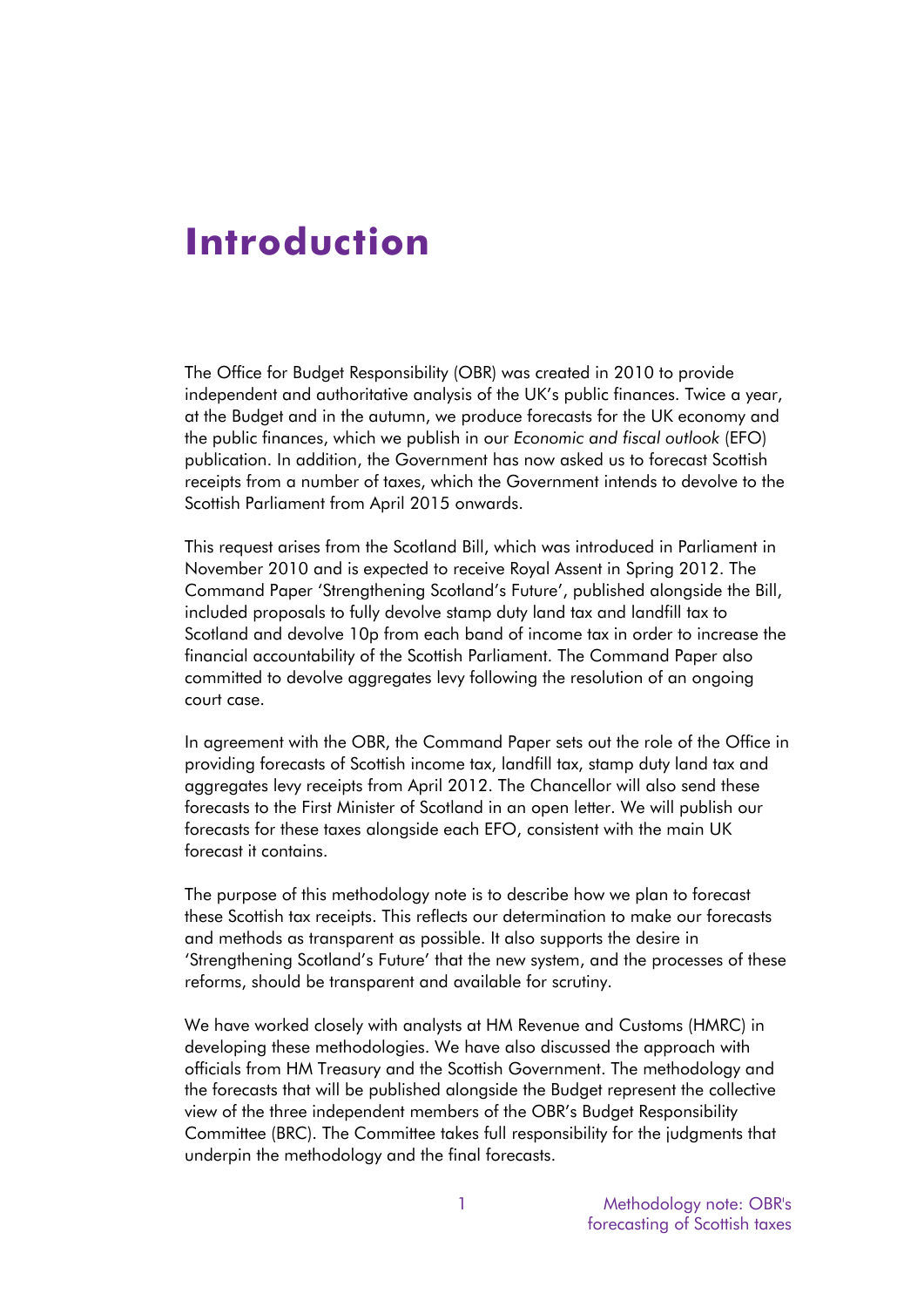# Introduction

The Office for Budget Responsibility (OBR) was created in 2010 to provide independent and authoritative analysis of the UK's public finances. Twice a year, at the Budget and in the autumn, we produce forecasts for the UK economy and the public finances, which we publish in our *Economic and fiscal outlook* (EFO) publication. In addition, the Government has now asked us to forecast Scottish receipts from a number of taxes, which the Government intends to devolve to the Scottish Parliament from April 2015 onwards.

This request arises from the Scotland Bill, which was introduced in Parliament in November 2010 and is expected to receive Royal Assent in Spring 2012. The Command Paper 'Strengthening Scotland's Future', published alongside the Bill, included proposals to fully devolve stamp duty land tax and landfill tax to Scotland and devolve 10p from each band of income tax in order to increase the financial accountability of the Scottish Parliament. The Command Paper also committed to devolve aggregates levy following the resolution of an ongoing court case.

In agreement with the OBR, the Command Paper sets out the role of the Office in providing forecasts of Scottish income tax, landfill tax, stamp duty land tax and aggregates levy receipts from April 2012. The Chancellor will also send these forecasts to the First Minister of Scotland in an open letter. We will publish our forecasts for these taxes alongside each EFO, consistent with the main UK forecast it contains.

The purpose of this methodology note is to describe how we plan to forecast these Scottish tax receipts. This reflects our determination to make our forecasts and methods as transparent as possible. It also supports the desire in 'Strengthening Scotland's Future' that the new system, and the processes of these reforms, should be transparent and available for scrutiny.

We have worked closely with analysts at HM Revenue and Customs (HMRC) in developing these methodologies. We have also discussed the approach with officials from HM Treasury and the Scottish Government. The methodology and the forecasts that will be published alongside the Budget represent the collective view of the three independent members of the OBR's Budget Responsibility Committee (BRC). The Committee takes full responsibility for the judgments that underpin the methodology and the final forecasts.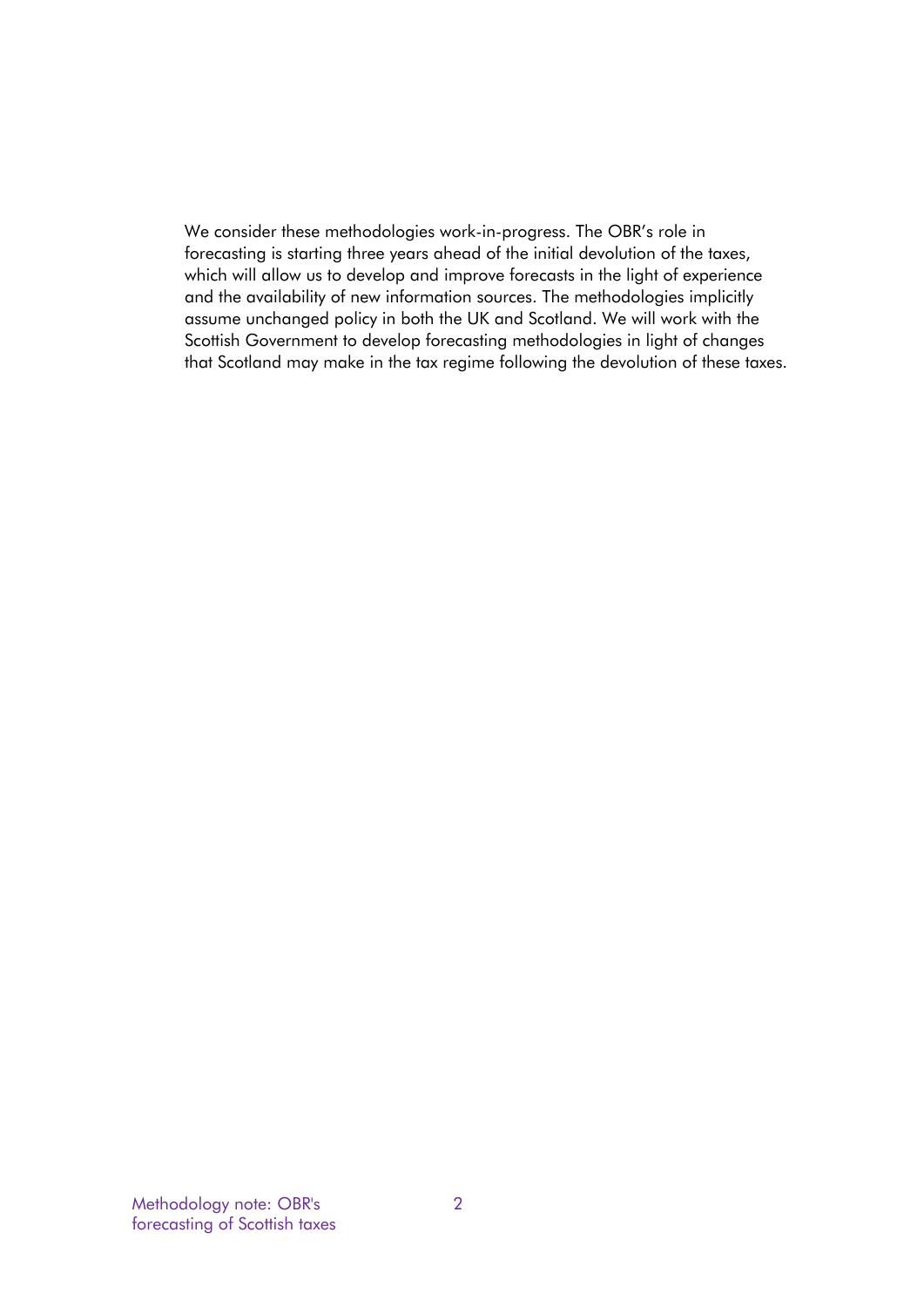We consider these methodologies work-in-progress. The OBR's role in forecasting is starting three years ahead of the initial devolution of the taxes, which will allow us to develop and improve forecasts in the light of experience and the availability of new information sources. The methodologies implicitly assume unchanged policy in both the UK and Scotland. We will work with the Scottish Government to develop forecasting methodologies in light of changes that Scotland may make in the tax regime following the devolution of these taxes.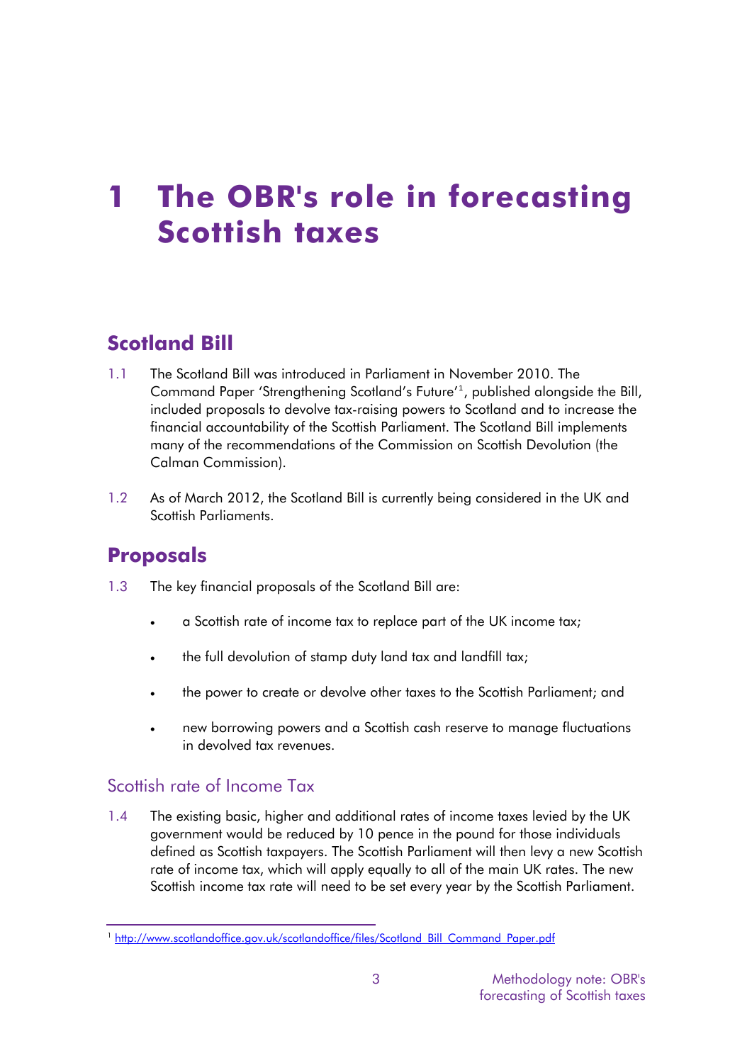# 1 The OBR's role in forecasting Scottish taxes

## Scotland Bill

1.1 The Scotland Bill was introduced in Parliament in November 2010. The Command Paper 'Strengthening Scotland's Future'[1], published alongside the Bill, included proposals to devolve tax-raising powers to Scotland and to increase the financial accountability of the Scottish Parliament. The Scotland Bill implements many of the recommendations of the Commission on Scottish Devolution (the Calman Commission).

1.2 As of March 2012, the Scotland Bill is currently being considered in the UK and Scottish Parliaments.

## Proposals

1.3 The key financial proposals of the Scotland Bill are:

- a Scottish rate of income tax to replace part of the UK income tax;
- the full devolution of stamp duty land tax and landfill tax;
- the power to create or devolve other taxes to the Scottish Parliament; and
- new borrowing powers and a Scottish cash reserve to manage fluctuations in devolved tax revenues.

### Scottish rate of Income Tax

1.4 The existing basic, higher and additional rates of income taxes levied by the UK government would be reduced by 10 pence in the pound for those individuals defined as Scottish taxpayers. The Scottish Parliament will then levy a new Scottish rate of income tax, which will apply equally to all of the main UK rates. The new Scottish income tax rate will need to be set every year by the Scottish Parliament.

[1] http://www.scotlandoffice.gov.uk/scotlandoffice/files/Scotland_Bill_Command_Paper.pdf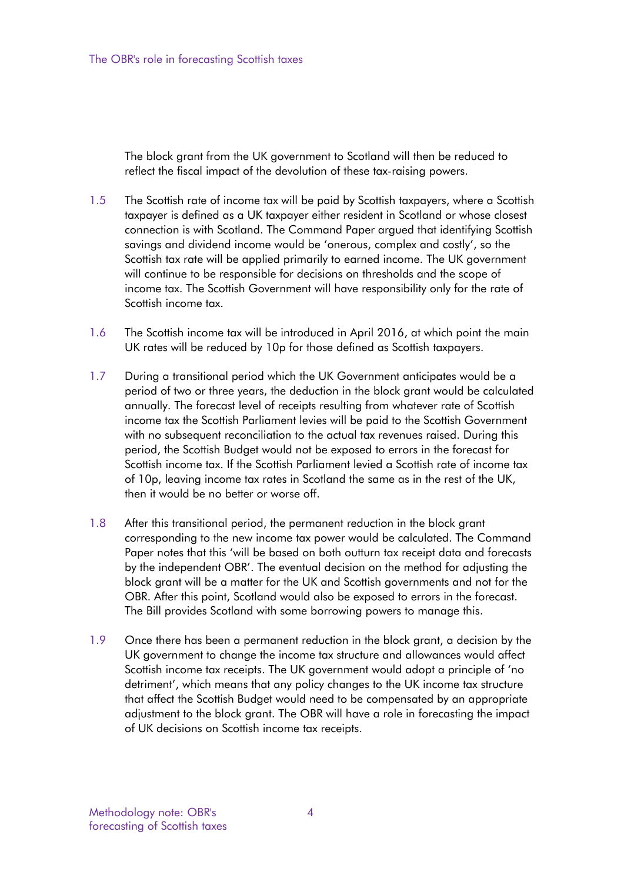The block grant from the UK government to Scotland will then be reduced to reflect the fiscal impact of the devolution of these tax-raising powers.

1.5 The Scottish rate of income tax will be paid by Scottish taxpayers, where a Scottish taxpayer is defined as a UK taxpayer either resident in Scotland or whose closest connection is with Scotland. The Command Paper argued that identifying Scottish savings and dividend income would be 'onerous, complex and costly', so the Scottish tax rate will be applied primarily to earned income. The UK government will continue to be responsible for decisions on thresholds and the scope of income tax. The Scottish Government will have responsibility only for the rate of Scottish income tax.

1.6 The Scottish income tax will be introduced in April 2016, at which point the main UK rates will be reduced by 10p for those defined as Scottish taxpayers.

1.7 During a transitional period which the UK Government anticipates would be a period of two or three years, the deduction in the block grant would be calculated annually. The forecast level of receipts resulting from whatever rate of Scottish income tax the Scottish Parliament levies will be paid to the Scottish Government with no subsequent reconciliation to the actual tax revenues raised. During this period, the Scottish Budget would not be exposed to errors in the forecast for Scottish income tax. If the Scottish Parliament levied a Scottish rate of income tax of 10p, leaving income tax rates in Scotland the same as in the rest of the UK, then it would be no better or worse off.

1.8 After this transitional period, the permanent reduction in the block grant corresponding to the new income tax power would be calculated. The Command Paper notes that this 'will be based on both outturn tax receipt data and forecasts by the independent OBR'. The eventual decision on the method for adjusting the block grant will be a matter for the UK and Scottish governments and not for the OBR. After this point, Scotland would also be exposed to errors in the forecast. The Bill provides Scotland with some borrowing powers to manage this.

1.9 Once there has been a permanent reduction in the block grant, a decision by the UK government to change the income tax structure and allowances would affect Scottish income tax receipts. The UK government would adopt a principle of 'no detriment', which means that any policy changes to the UK income tax structure that affect the Scottish Budget would need to be compensated by an appropriate adjustment to the block grant. The OBR will have a role in forecasting the impact of UK decisions on Scottish income tax receipts.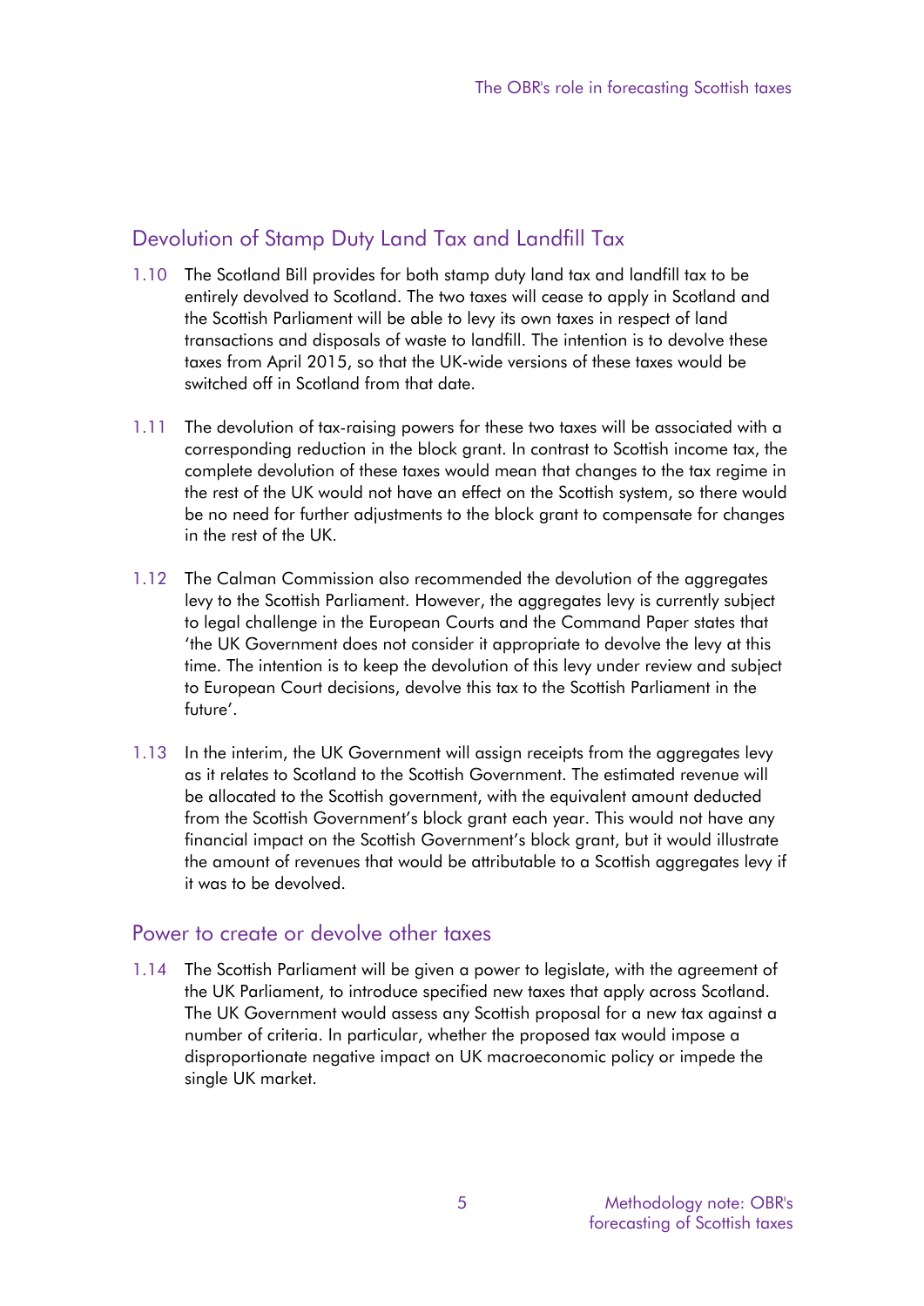## Devolution of Stamp Duty Land Tax and Landfill Tax

1.10 The Scotland Bill provides for both stamp duty land tax and landfill tax to be entirely devolved to Scotland. The two taxes will cease to apply in Scotland and the Scottish Parliament will be able to levy its own taxes in respect of land transactions and disposals of waste to landfill. The intention is to devolve these taxes from April 2015, so that the UK-wide versions of these taxes would be switched off in Scotland from that date.

1.11 The devolution of tax-raising powers for these two taxes will be associated with a corresponding reduction in the block grant. In contrast to Scottish income tax, the complete devolution of these taxes would mean that changes to the tax regime in the rest of the UK would not have an effect on the Scottish system, so there would be no need for further adjustments to the block grant to compensate for changes in the rest of the UK.

1.12 The Calman Commission also recommended the devolution of the aggregates levy to the Scottish Parliament. However, the aggregates levy is currently subject to legal challenge in the European Courts and the Command Paper states that 'the UK Government does not consider it appropriate to devolve the levy at this time. The intention is to keep the devolution of this levy under review and subject to European Court decisions, devolve this tax to the Scottish Parliament in the future'.

1.13 In the interim, the UK Government will assign receipts from the aggregates levy as it relates to Scotland to the Scottish Government. The estimated revenue will be allocated to the Scottish government, with the equivalent amount deducted from the Scottish Government's block grant each year. This would not have any financial impact on the Scottish Government's block grant, but it would illustrate the amount of revenues that would be attributable to a Scottish aggregates levy if it was to be devolved.

## Power to create or devolve other taxes

1.14 The Scottish Parliament will be given a power to legislate, with the agreement of the UK Parliament, to introduce specified new taxes that apply across Scotland. The UK Government would assess any Scottish proposal for a new tax against a number of criteria. In particular, whether the proposed tax would impose a disproportionate negative impact on UK macroeconomic policy or impede the single UK market.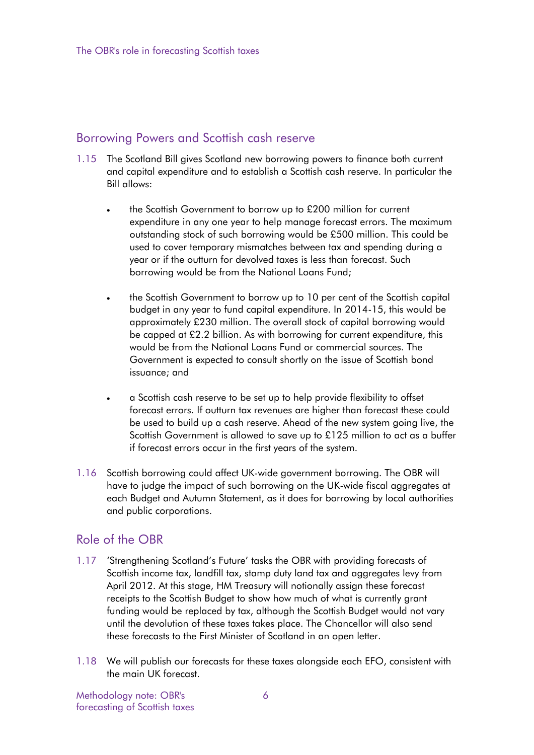## Borrowing Powers and Scottish cash reserve

1.15 The Scotland Bill gives Scotland new borrowing powers to finance both current and capital expenditure and to establish a Scottish cash reserve. In particular the Bill allows:

- the Scottish Government to borrow up to £200 million for current expenditure in any one year to help manage forecast errors. The maximum outstanding stock of such borrowing would be £500 million. This could be used to cover temporary mismatches between tax and spending during a year or if the outturn for devolved taxes is less than forecast. Such borrowing would be from the National Loans Fund;

- the Scottish Government to borrow up to 10 per cent of the Scottish capital budget in any year to fund capital expenditure. In 2014-15, this would be approximately £230 million. The overall stock of capital borrowing would be capped at £2.2 billion. As with borrowing for current expenditure, this would be from the National Loans Fund or commercial sources. The Government is expected to consult shortly on the issue of Scottish bond issuance; and

- a Scottish cash reserve to be set up to help provide flexibility to offset forecast errors. If outturn tax revenues are higher than forecast these could be used to build up a cash reserve. Ahead of the new system going live, the Scottish Government is allowed to save up to £125 million to act as a buffer if forecast errors occur in the first years of the system.

1.16 Scottish borrowing could affect UK-wide government borrowing. The OBR will have to judge the impact of such borrowing on the UK-wide fiscal aggregates at each Budget and Autumn Statement, as it does for borrowing by local authorities and public corporations.

## Role of the OBR

1.17 'Strengthening Scotland's Future' tasks the OBR with providing forecasts of Scottish income tax, landfill tax, stamp duty land tax and aggregates levy from April 2012. At this stage, HM Treasury will notionally assign these forecast receipts to the Scottish Budget to show how much of what is currently grant funding would be replaced by tax, although the Scottish Budget would not vary until the devolution of these taxes takes place. The Chancellor will also send these forecasts to the First Minister of Scotland in an open letter.

1.18 We will publish our forecasts for these taxes alongside each EFO, consistent with the main UK forecast.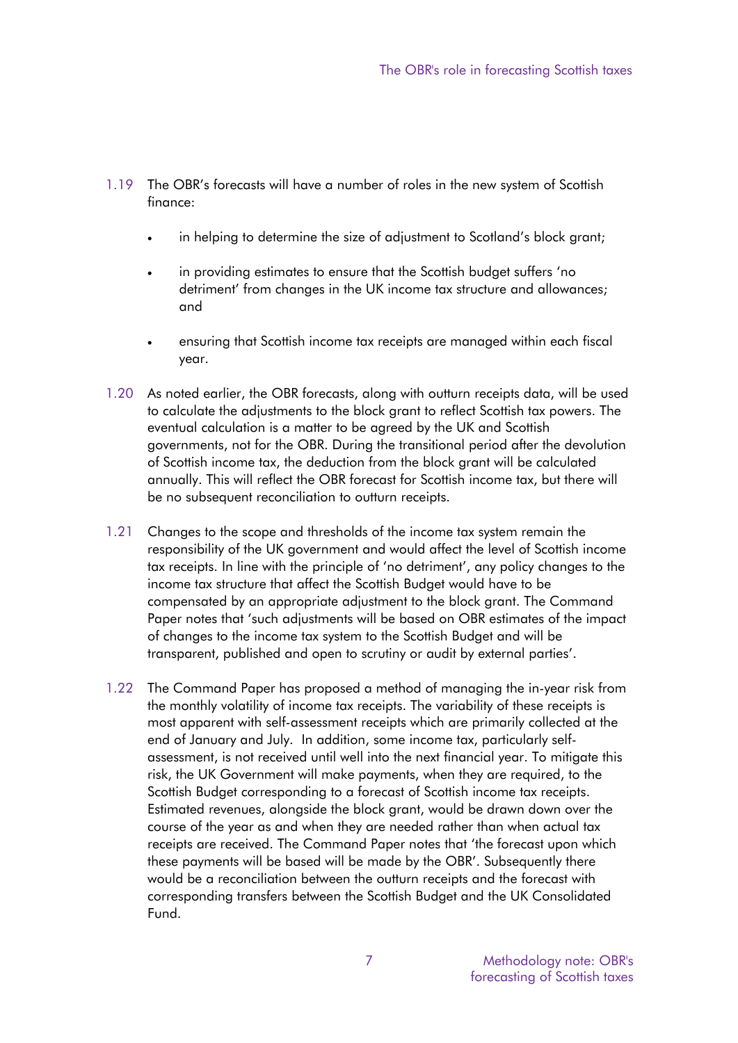1.19 The OBR's forecasts will have a number of roles in the new system of Scottish finance:

- in helping to determine the size of adjustment to Scotland's block grant;
- in providing estimates to ensure that the Scottish budget suffers 'no detriment' from changes in the UK income tax structure and allowances; and
- ensuring that Scottish income tax receipts are managed within each fiscal year.

1.20 As noted earlier, the OBR forecasts, along with outturn receipts data, will be used to calculate the adjustments to the block grant to reflect Scottish tax powers. The eventual calculation is a matter to be agreed by the UK and Scottish governments, not for the OBR. During the transitional period after the devolution of Scottish income tax, the deduction from the block grant will be calculated annually. This will reflect the OBR forecast for Scottish income tax, but there will be no subsequent reconciliation to outturn receipts.

1.21 Changes to the scope and thresholds of the income tax system remain the responsibility of the UK government and would affect the level of Scottish income tax receipts. In line with the principle of 'no detriment', any policy changes to the income tax structure that affect the Scottish Budget would have to be compensated by an appropriate adjustment to the block grant. The Command Paper notes that 'such adjustments will be based on OBR estimates of the impact of changes to the income tax system to the Scottish Budget and will be transparent, published and open to scrutiny or audit by external parties'.

1.22 The Command Paper has proposed a method of managing the in-year risk from the monthly volatility of income tax receipts. The variability of these receipts is most apparent with self-assessment receipts which are primarily collected at the end of January and July. In addition, some income tax, particularly self-assessment, is not received until well into the next financial year. To mitigate this risk, the UK Government will make payments, when they are required, to the Scottish Budget corresponding to a forecast of Scottish income tax receipts. Estimated revenues, alongside the block grant, would be drawn down over the course of the year as and when they are needed rather than when actual tax receipts are received. The Command Paper notes that 'the forecast upon which these payments will be based will be made by the OBR'. Subsequently there would be a reconciliation between the outturn receipts and the forecast with corresponding transfers between the Scottish Budget and the UK Consolidated Fund.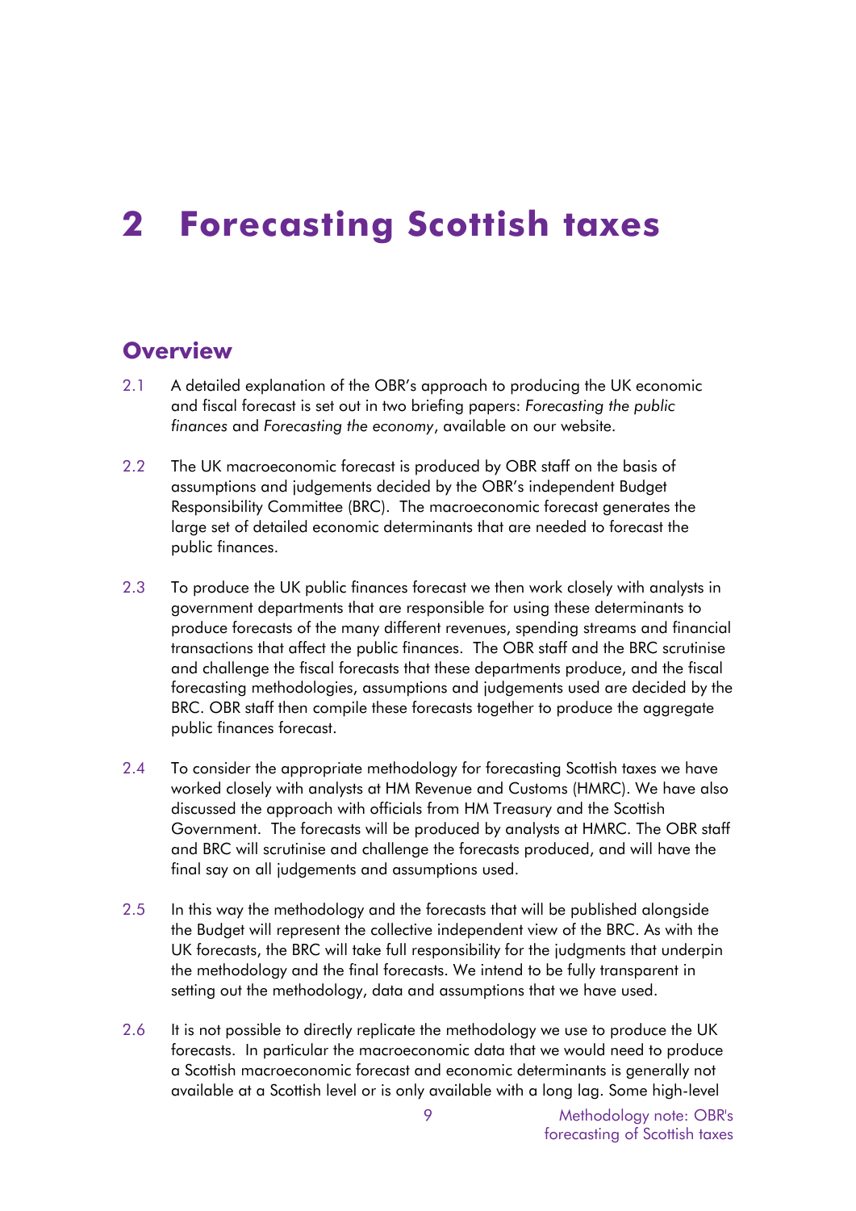# 2 Forecasting Scottish taxes

## Overview

2.1 A detailed explanation of the OBR's approach to producing the UK economic and fiscal forecast is set out in two briefing papers: *Forecasting the public finances* and *Forecasting the economy*, available on our website.

2.2 The UK macroeconomic forecast is produced by OBR staff on the basis of assumptions and judgements decided by the OBR's independent Budget Responsibility Committee (BRC). The macroeconomic forecast generates the large set of detailed economic determinants that are needed to forecast the public finances.

2.3 To produce the UK public finances forecast we then work closely with analysts in government departments that are responsible for using these determinants to produce forecasts of the many different revenues, spending streams and financial transactions that affect the public finances. The OBR staff and the BRC scrutinise and challenge the fiscal forecasts that these departments produce, and the fiscal forecasting methodologies, assumptions and judgements used are decided by the BRC. OBR staff then compile these forecasts together to produce the aggregate public finances forecast.

2.4 To consider the appropriate methodology for forecasting Scottish taxes we have worked closely with analysts at HM Revenue and Customs (HMRC). We have also discussed the approach with officials from HM Treasury and the Scottish Government. The forecasts will be produced by analysts at HMRC. The OBR staff and BRC will scrutinise and challenge the forecasts produced, and will have the final say on all judgements and assumptions used.

2.5 In this way the methodology and the forecasts that will be published alongside the Budget will represent the collective independent view of the BRC. As with the UK forecasts, the BRC will take full responsibility for the judgments that underpin the methodology and the final forecasts. We intend to be fully transparent in setting out the methodology, data and assumptions that we have used.

2.6 It is not possible to directly replicate the methodology we use to produce the UK forecasts. In particular the macroeconomic data that we would need to produce a Scottish macroeconomic forecast and economic determinants is generally not available at a Scottish level or is only available with a long lag. Some high-level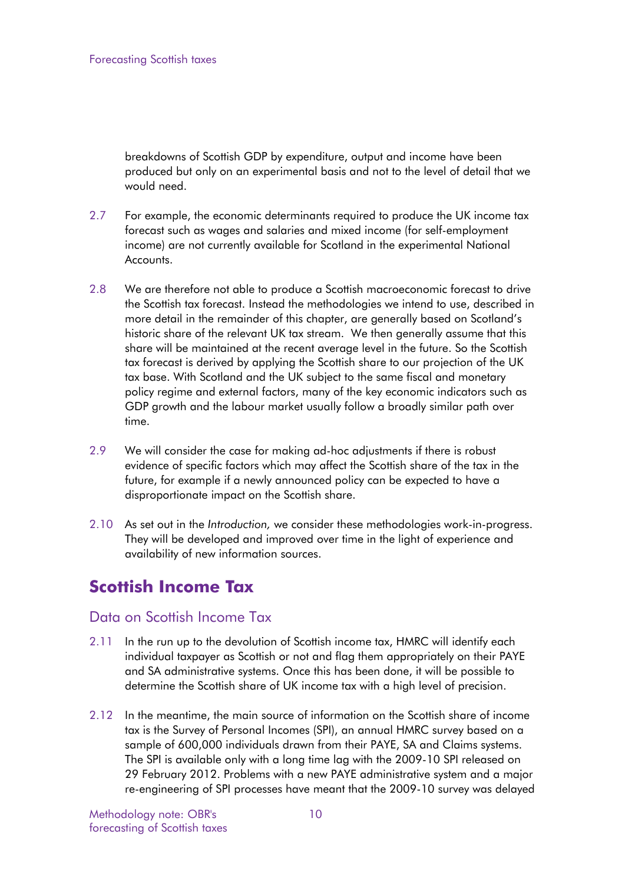breakdowns of Scottish GDP by expenditure, output and income have been produced but only on an experimental basis and not to the level of detail that we would need.

2.7 For example, the economic determinants required to produce the UK income tax forecast such as wages and salaries and mixed income (for self-employment income) are not currently available for Scotland in the experimental National Accounts.

2.8 We are therefore not able to produce a Scottish macroeconomic forecast to drive the Scottish tax forecast. Instead the methodologies we intend to use, described in more detail in the remainder of this chapter, are generally based on Scotland's historic share of the relevant UK tax stream. We then generally assume that this share will be maintained at the recent average level in the future. So the Scottish tax forecast is derived by applying the Scottish share to our projection of the UK tax base. With Scotland and the UK subject to the same fiscal and monetary policy regime and external factors, many of the key economic indicators such as GDP growth and the labour market usually follow a broadly similar path over time.

2.9 We will consider the case for making ad-hoc adjustments if there is robust evidence of specific factors which may affect the Scottish share of the tax in the future, for example if a newly announced policy can be expected to have a disproportionate impact on the Scottish share.

2.10 As set out in the *Introduction,* we consider these methodologies work-in-progress. They will be developed and improved over time in the light of experience and availability of new information sources.

## Scottish Income Tax

### Data on Scottish Income Tax

2.11 In the run up to the devolution of Scottish income tax, HMRC will identify each individual taxpayer as Scottish or not and flag them appropriately on their PAYE and SA administrative systems. Once this has been done, it will be possible to determine the Scottish share of UK income tax with a high level of precision.

2.12 In the meantime, the main source of information on the Scottish share of income tax is the Survey of Personal Incomes (SPI), an annual HMRC survey based on a sample of 600,000 individuals drawn from their PAYE, SA and Claims systems. The SPI is available only with a long time lag with the 2009-10 SPI released on 29 February 2012. Problems with a new PAYE administrative system and a major re-engineering of SPI processes have meant that the 2009-10 survey was delayed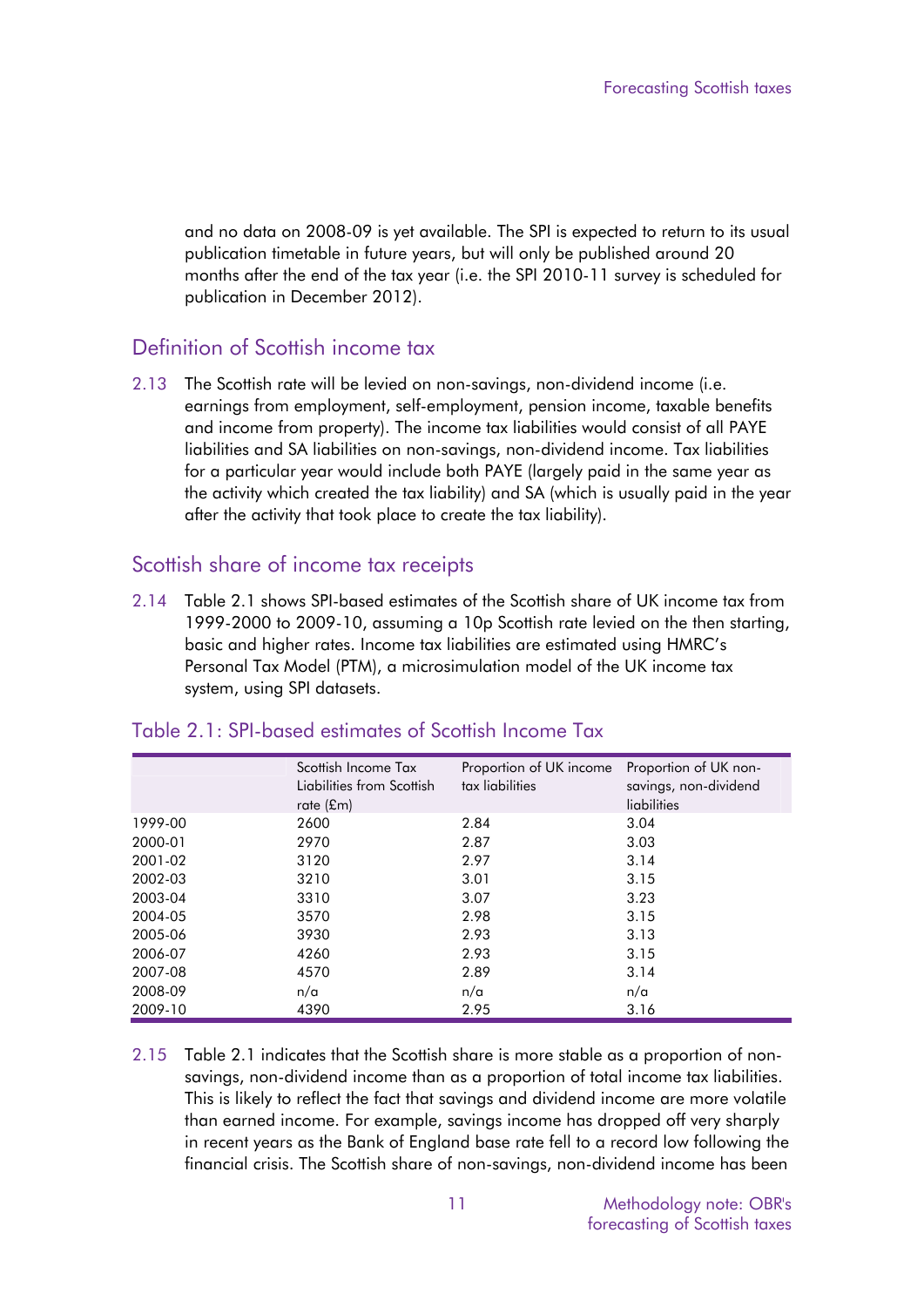and no data on 2008-09 is yet available. The SPI is expected to return to its usual publication timetable in future years, but will only be published around 20 months after the end of the tax year (i.e. the SPI 2010-11 survey is scheduled for publication in December 2012).

## Definition of Scottish income tax

2.13 The Scottish rate will be levied on non-savings, non-dividend income (i.e. earnings from employment, self-employment, pension income, taxable benefits and income from property). The income tax liabilities would consist of all PAYE liabilities and SA liabilities on non-savings, non-dividend income. Tax liabilities for a particular year would include both PAYE (largely paid in the same year as the activity which created the tax liability) and SA (which is usually paid in the year after the activity that took place to create the tax liability).

## Scottish share of income tax receipts

2.14 Table 2.1 shows SPI-based estimates of the Scottish share of UK income tax from 1999-2000 to 2009-10, assuming a 10p Scottish rate levied on the then starting, basic and higher rates. Income tax liabilities are estimated using HMRC's Personal Tax Model (PTM), a microsimulation model of the UK income tax system, using SPI datasets.

### Table 2.1: SPI-based estimates of Scottish Income Tax

| | Scottish Income Tax Liabilities from Scottish rate (£m) | Proportion of UK income tax liabilities | Proportion of UK non-savings, non-dividend liabilities |
|---|---|---|---|
| 1999-00 | 2600 | 2.84 | 3.04 |
| 2000-01 | 2970 | 2.87 | 3.03 |
| 2001-02 | 3120 | 2.97 | 3.14 |
| 2002-03 | 3210 | 3.01 | 3.15 |
| 2003-04 | 3310 | 3.07 | 3.23 |
| 2004-05 | 3570 | 2.98 | 3.15 |
| 2005-06 | 3930 | 2.93 | 3.13 |
| 2006-07 | 4260 | 2.93 | 3.15 |
| 2007-08 | 4570 | 2.89 | 3.14 |
| 2008-09 | n/a | n/a | n/a |
| 2009-10 | 4390 | 2.95 | 3.16 |

2.15 Table 2.1 indicates that the Scottish share is more stable as a proportion of non-savings, non-dividend income than as a proportion of total income tax liabilities. This is likely to reflect the fact that savings and dividend income are more volatile than earned income. For example, savings income has dropped off very sharply in recent years as the Bank of England base rate fell to a record low following the financial crisis. The Scottish share of non-savings, non-dividend income has been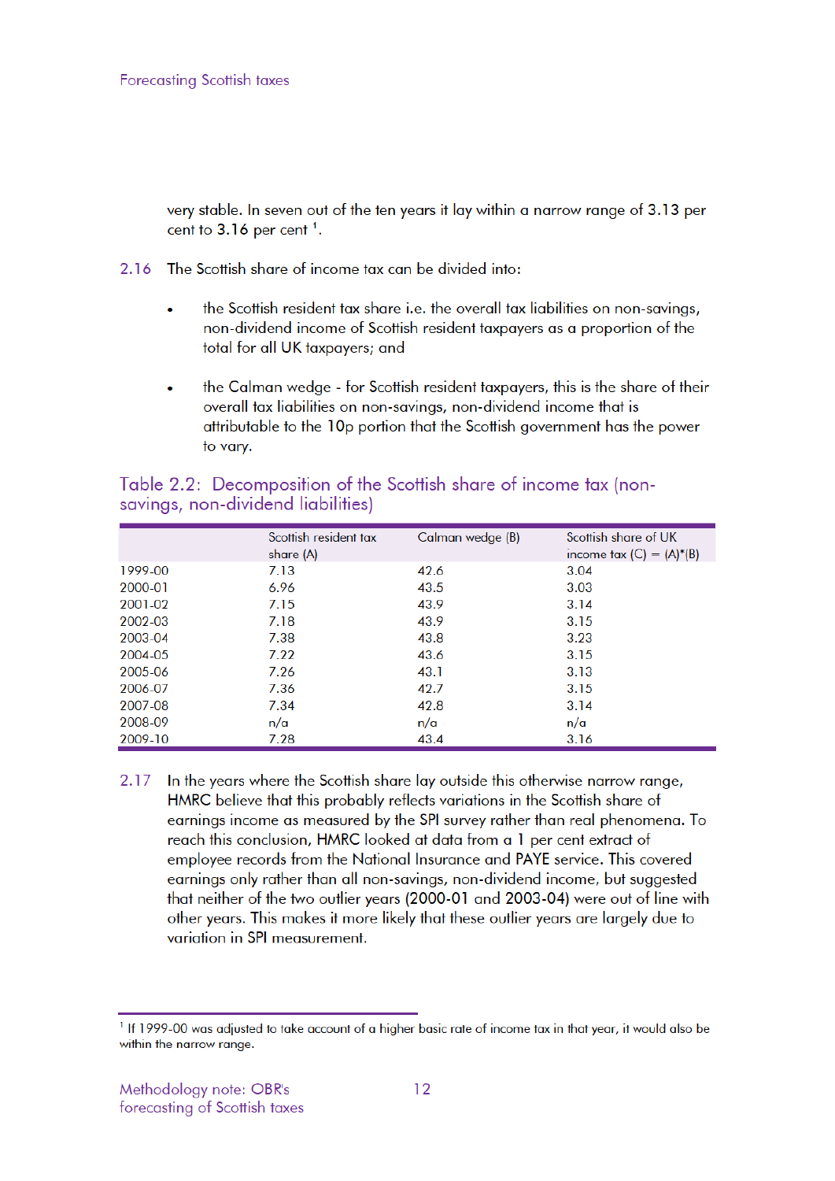very stable. In seven out of the ten years it lay within a narrow range of 3.13 per cent to 3.16 per cent [1].

2.16 The Scottish share of income tax can be divided into:

- the Scottish resident tax share i.e. the overall tax liabilities on non-savings, non-dividend income of Scottish resident taxpayers as a proportion of the total for all UK taxpayers; and
- the Calman wedge - for Scottish resident taxpayers, this is the share of their overall tax liabilities on non-savings, non-dividend income that is attributable to the 10p portion that the Scottish government has the power to vary.

### Table 2.2: Decomposition of the Scottish share of income tax (non-savings, non-dividend liabilities)

| | Scottish resident tax share (A) | Calman wedge (B) | Scottish share of UK income tax (C) = (A)*(B) |
|---|---|---|---|
| 1999-00 | 7.13 | 42.6 | 3.04 |
| 2000-01 | 6.96 | 43.5 | 3.03 |
| 2001-02 | 7.15 | 43.9 | 3.14 |
| 2002-03 | 7.18 | 43.9 | 3.15 |
| 2003-04 | 7.38 | 43.8 | 3.23 |
| 2004-05 | 7.22 | 43.6 | 3.15 |
| 2005-06 | 7.26 | 43.1 | 3.13 |
| 2006-07 | 7.36 | 42.7 | 3.15 |
| 2007-08 | 7.34 | 42.8 | 3.14 |
| 2008-09 | n/a | n/a | n/a |
| 2009-10 | 7.28 | 43.4 | 3.16 |

2.17 In the years where the Scottish share lay outside this otherwise narrow range, HMRC believe that this probably reflects variations in the Scottish share of earnings income as measured by the SPI survey rather than real phenomena. To reach this conclusion, HMRC looked at data from a 1 per cent extract of employee records from the National Insurance and PAYE service. This covered earnings only rather than all non-savings, non-dividend income, but suggested that neither of the two outlier years (2000-01 and 2003-04) were out of line with other years. This makes it more likely that these outlier years are largely due to variation in SPI measurement.

[1] If 1999-00 was adjusted to take account of a higher basic rate of income tax in that year, it would also be within the narrow range.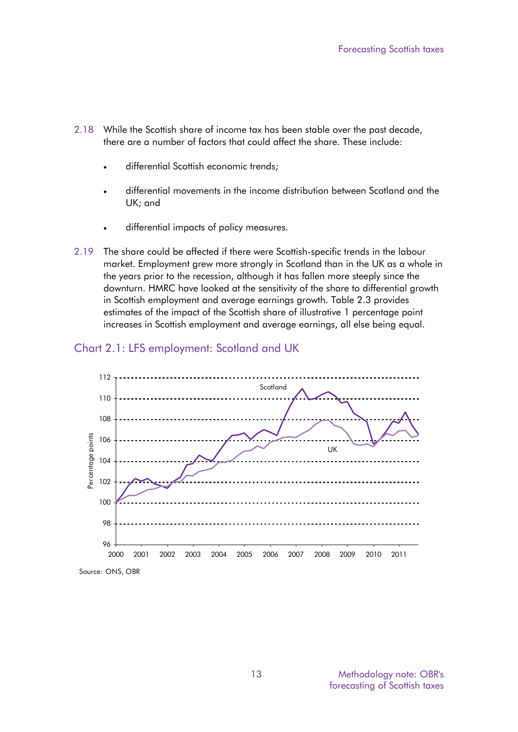2.18 While the Scottish share of income tax has been stable over the past decade, there are a number of factors that could affect the share. These include:

- differential Scottish economic trends;
- differential movements in the income distribution between Scotland and the UK; and
- differential impacts of policy measures.

2.19 The share could be affected if there were Scottish-specific trends in the labour market. Employment grew more strongly in Scotland than in the UK as a whole in the years prior to the recession, although it has fallen more steeply since the downturn. HMRC have looked at the sensitivity of the share to differential growth in Scottish employment and average earnings growth. Table 2.3 provides estimates of the impact of the Scottish share of illustrative 1 percentage point increases in Scottish employment and average earnings, all else being equal.

## Chart 2.1: LFS employment: Scotland and UK

Source: ONS, OBR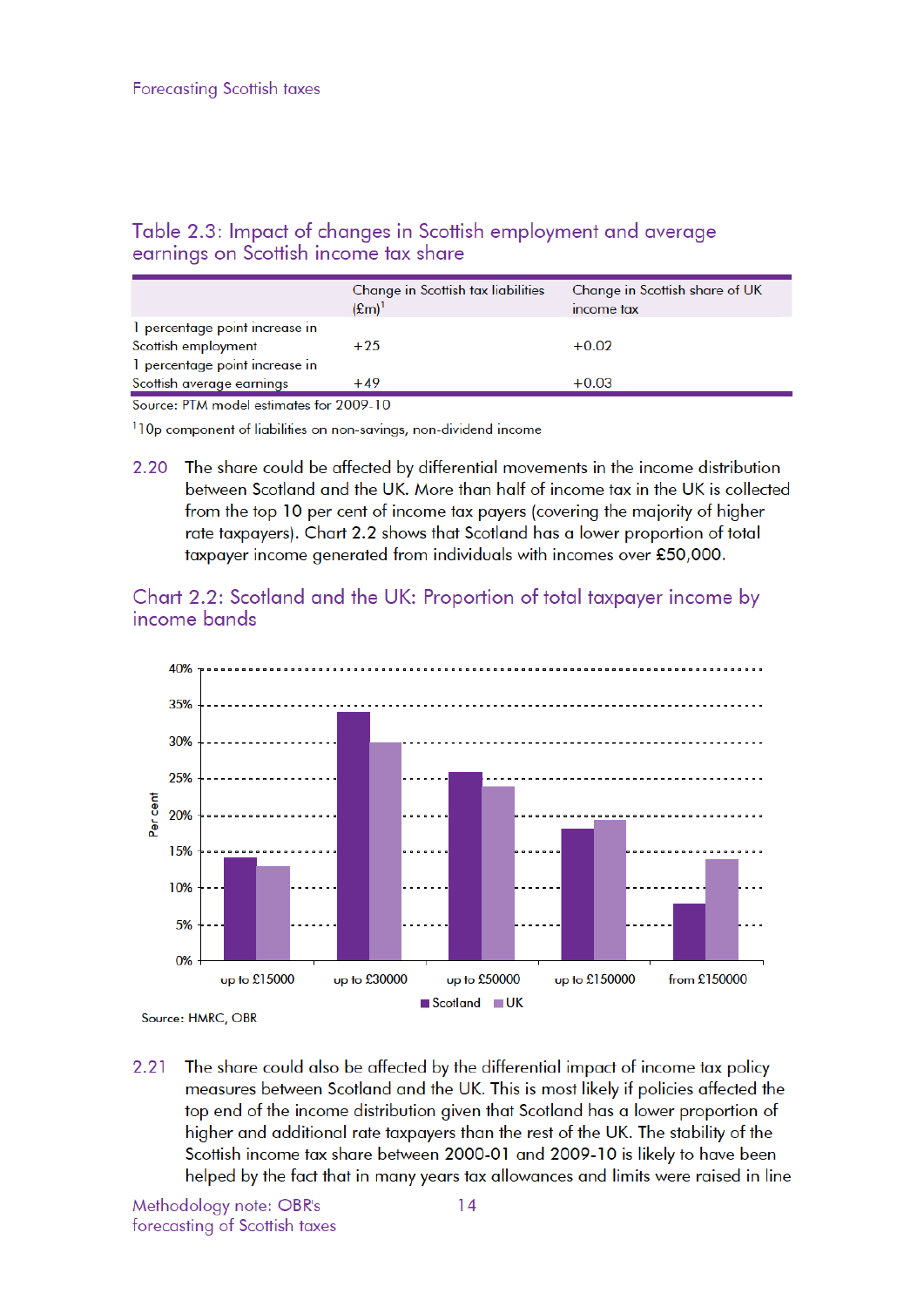## Table 2.3: Impact of changes in Scottish employment and average earnings on Scottish income tax share

| | Change in Scottish tax liabilities (£m)[1] | Change in Scottish share of UK income tax |
|---|---|---|
| 1 percentage point increase in Scottish employment | +25 | +0.02 |
| 1 percentage point increase in Scottish average earnings | +49 | +0.03 |

Source: PTM model estimates for 2009-10

[1] 10p component of liabilities on non-savings, non-dividend income

2.20 The share could be affected by differential movements in the income distribution between Scotland and the UK. More than half of income tax in the UK is collected from the top 10 per cent of income tax payers (covering the majority of higher rate taxpayers). Chart 2.2 shows that Scotland has a lower proportion of total taxpayer income generated from individuals with incomes over £50,000.

## Chart 2.2: Scotland and the UK: Proportion of total taxpayer income by income bands

Source: HMRC, OBR

2.21 The share could also be affected by the differential impact of income tax policy measures between Scotland and the UK. This is most likely if policies affected the top end of the income distribution given that Scotland has a lower proportion of higher and additional rate taxpayers than the rest of the UK. The stability of the Scottish income tax share between 2000-01 and 2009-10 is likely to have been helped by the fact that in many years tax allowances and limits were raised in line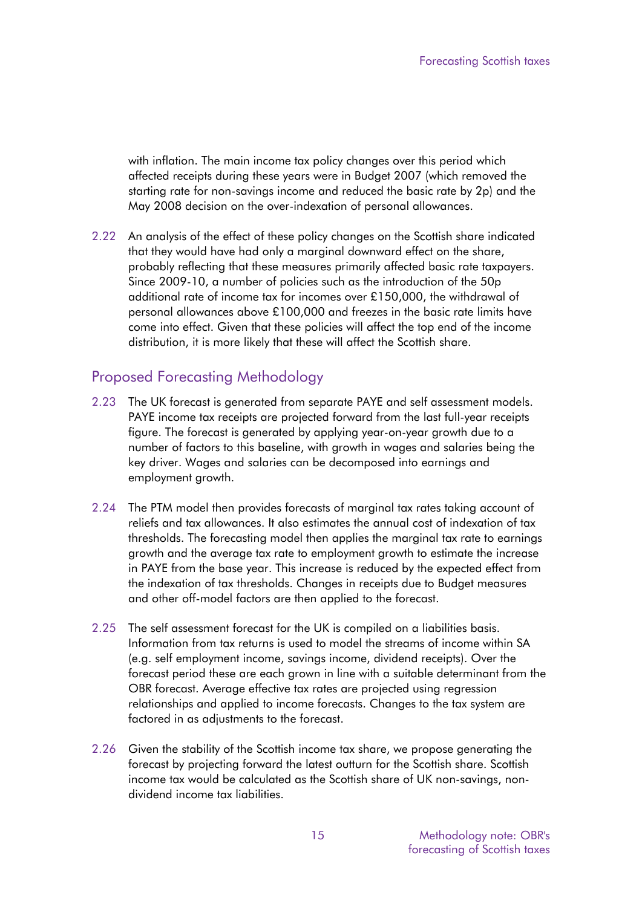with inflation. The main income tax policy changes over this period which affected receipts during these years were in Budget 2007 (which removed the starting rate for non-savings income and reduced the basic rate by 2p) and the May 2008 decision on the over-indexation of personal allowances.

2.22 An analysis of the effect of these policy changes on the Scottish share indicated that they would have had only a marginal downward effect on the share, probably reflecting that these measures primarily affected basic rate taxpayers. Since 2009-10, a number of policies such as the introduction of the 50p additional rate of income tax for incomes over £150,000, the withdrawal of personal allowances above £100,000 and freezes in the basic rate limits have come into effect. Given that these policies will affect the top end of the income distribution, it is more likely that these will affect the Scottish share.

## Proposed Forecasting Methodology

2.23 The UK forecast is generated from separate PAYE and self assessment models. PAYE income tax receipts are projected forward from the last full-year receipts figure. The forecast is generated by applying year-on-year growth due to a number of factors to this baseline, with growth in wages and salaries being the key driver. Wages and salaries can be decomposed into earnings and employment growth.

2.24 The PTM model then provides forecasts of marginal tax rates taking account of reliefs and tax allowances. It also estimates the annual cost of indexation of tax thresholds. The forecasting model then applies the marginal tax rate to earnings growth and the average tax rate to employment growth to estimate the increase in PAYE from the base year. This increase is reduced by the expected effect from the indexation of tax thresholds. Changes in receipts due to Budget measures and other off-model factors are then applied to the forecast.

2.25 The self assessment forecast for the UK is compiled on a liabilities basis. Information from tax returns is used to model the streams of income within SA (e.g. self employment income, savings income, dividend receipts). Over the forecast period these are each grown in line with a suitable determinant from the OBR forecast. Average effective tax rates are projected using regression relationships and applied to income forecasts. Changes to the tax system are factored in as adjustments to the forecast.

2.26 Given the stability of the Scottish income tax share, we propose generating the forecast by projecting forward the latest outturn for the Scottish share. Scottish income tax would be calculated as the Scottish share of UK non-savings, non-dividend income tax liabilities.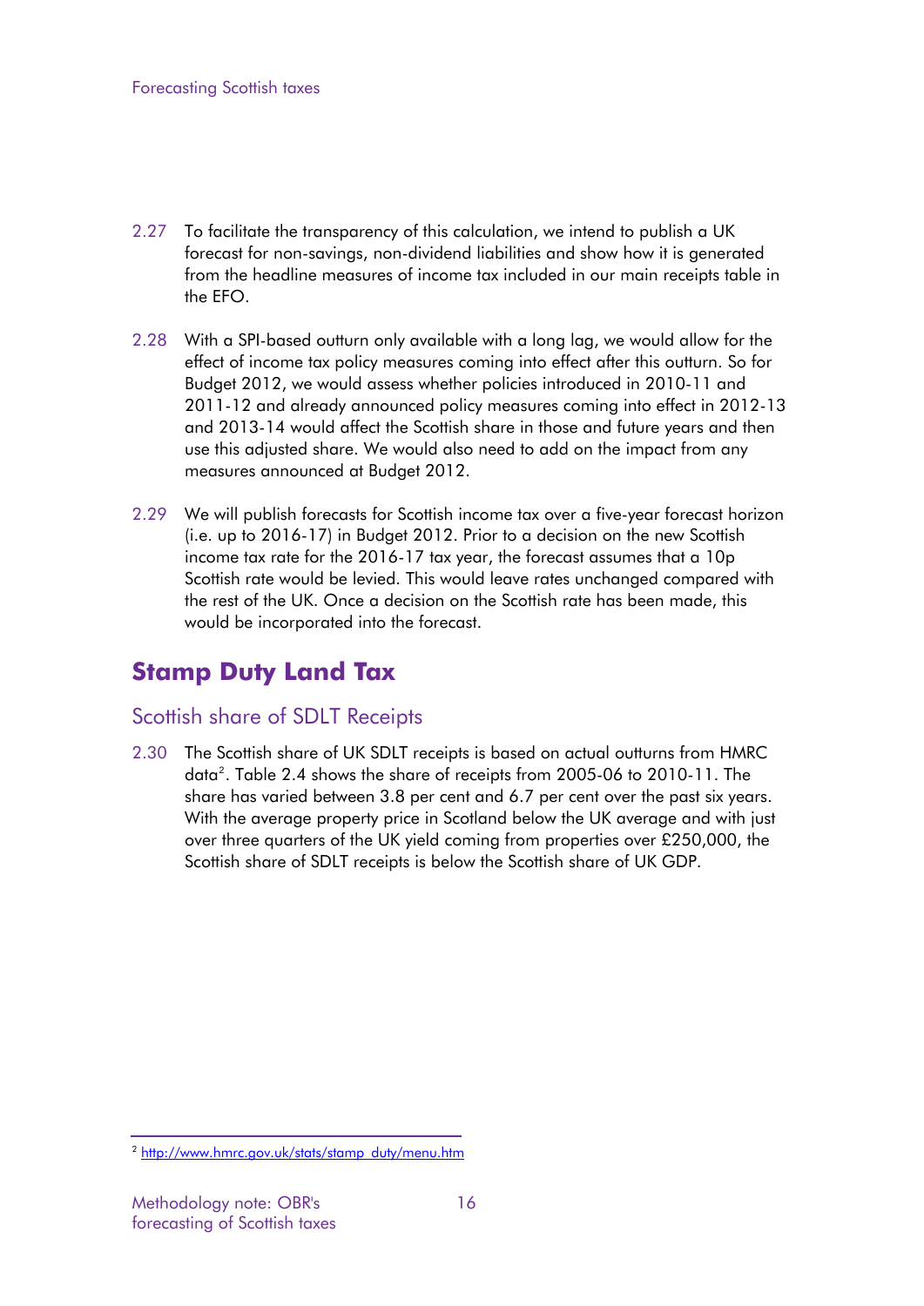2.27 To facilitate the transparency of this calculation, we intend to publish a UK forecast for non-savings, non-dividend liabilities and show how it is generated from the headline measures of income tax included in our main receipts table in the EFO.

2.28 With a SPI-based outturn only available with a long lag, we would allow for the effect of income tax policy measures coming into effect after this outturn. So for Budget 2012, we would assess whether policies introduced in 2010-11 and 2011-12 and already announced policy measures coming into effect in 2012-13 and 2013-14 would affect the Scottish share in those and future years and then use this adjusted share. We would also need to add on the impact from any measures announced at Budget 2012.

2.29 We will publish forecasts for Scottish income tax over a five-year forecast horizon (i.e. up to 2016-17) in Budget 2012. Prior to a decision on the new Scottish income tax rate for the 2016-17 tax year, the forecast assumes that a 10p Scottish rate would be levied. This would leave rates unchanged compared with the rest of the UK. Once a decision on the Scottish rate has been made, this would be incorporated into the forecast.

# Stamp Duty Land Tax

## Scottish share of SDLT Receipts

2.30 The Scottish share of UK SDLT receipts is based on actual outturns from HMRC data[2]. Table 2.4 shows the share of receipts from 2005-06 to 2010-11. The share has varied between 3.8 per cent and 6.7 per cent over the past six years. With the average property price in Scotland below the UK average and with just over three quarters of the UK yield coming from properties over £250,000, the Scottish share of SDLT receipts is below the Scottish share of UK GDP.

[2] http://www.hmrc.gov.uk/stats/stamp_duty/menu.htm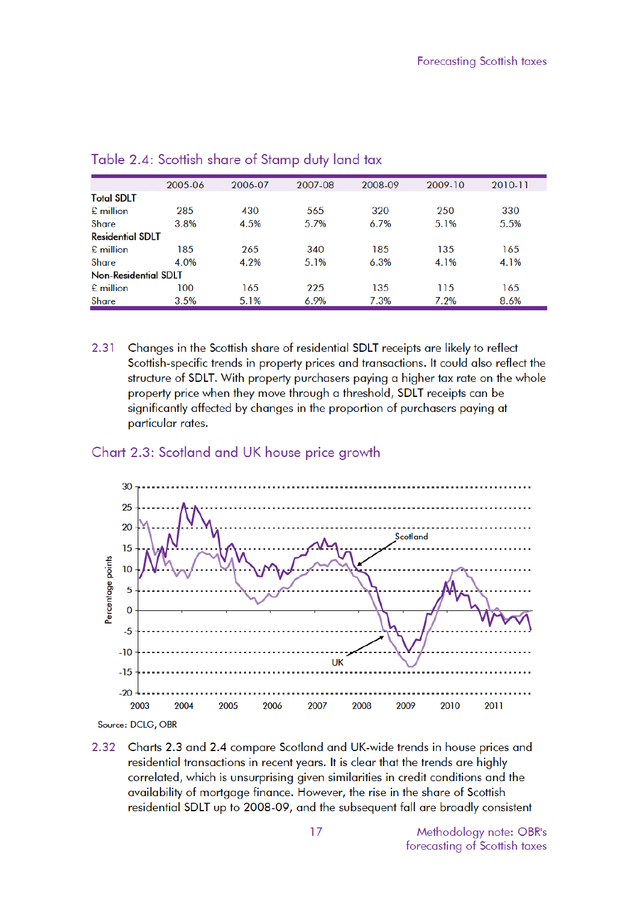## Table 2.4: Scottish share of Stamp duty land tax

| | 2005-06 | 2006-07 | 2007-08 | 2008-09 | 2009-10 | 2010-11 |
|---|---|---|---|---|---|---|
| **Total SDLT** | | | | | | |
| £ million | 285 | 430 | 565 | 320 | 250 | 330 |
| Share | 3.8% | 4.5% | 5.7% | 6.7% | 5.1% | 5.5% |
| **Residential SDLT** | | | | | | |
| £ million | 185 | 265 | 340 | 185 | 135 | 165 |
| Share | 4.0% | 4.2% | 5.1% | 6.3% | 4.1% | 4.1% |
| **Non-Residential SDLT** | | | | | | |
| £ million | 100 | 165 | 225 | 135 | 115 | 165 |
| Share | 3.5% | 5.1% | 6.9% | 7.3% | 7.2% | 8.6% |

2.31 Changes in the Scottish share of residential SDLT receipts are likely to reflect Scottish-specific trends in property prices and transactions. It could also reflect the structure of SDLT. With property purchasers paying a higher tax rate on the whole property price when they move through a threshold, SDLT receipts can be significantly affected by changes in the proportion of purchasers paying at particular rates.

## Chart 2.3: Scotland and UK house price growth

Source: DCLG, OBR

2.32 Charts 2.3 and 2.4 compare Scotland and UK-wide trends in house prices and residential transactions in recent years. It is clear that the trends are highly correlated, which is unsurprising given similarities in credit conditions and the availability of mortgage finance. However, the rise in the share of Scottish residential SDLT up to 2008-09, and the subsequent fall are broadly consistent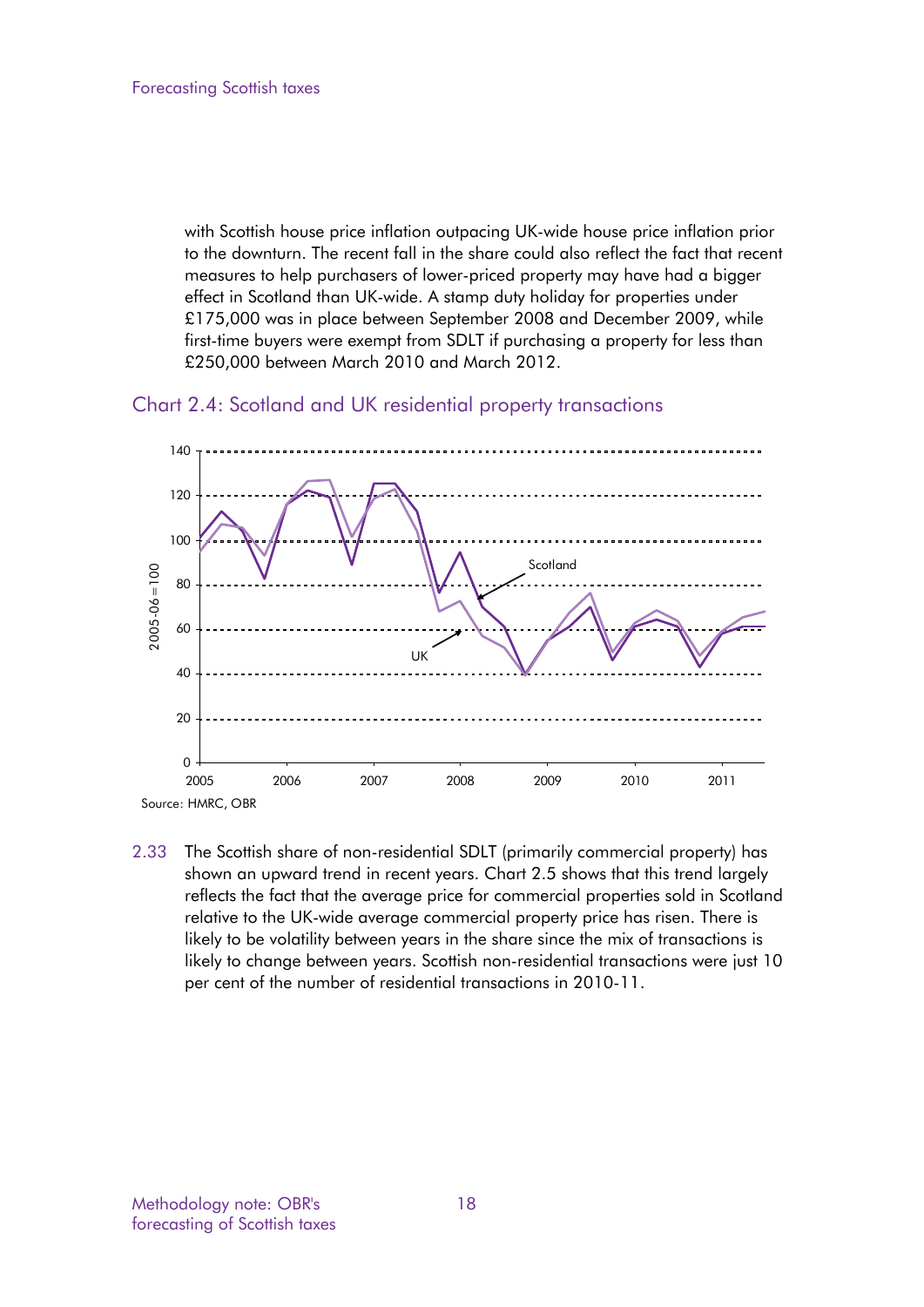with Scottish house price inflation outpacing UK-wide house price inflation prior to the downturn. The recent fall in the share could also reflect the fact that recent measures to help purchasers of lower-priced property may have had a bigger effect in Scotland than UK-wide. A stamp duty holiday for properties under £175,000 was in place between September 2008 and December 2009, while first-time buyers were exempt from SDLT if purchasing a property for less than £250,000 between March 2010 and March 2012.

## Chart 2.4: Scotland and UK residential property transactions

Source: HMRC, OBR

2.33 The Scottish share of non-residential SDLT (primarily commercial property) has shown an upward trend in recent years. Chart 2.5 shows that this trend largely reflects the fact that the average price for commercial properties sold in Scotland relative to the UK-wide average commercial property price has risen. There is likely to be volatility between years in the share since the mix of transactions is likely to change between years. Scottish non-residential transactions were just 10 per cent of the number of residential transactions in 2010-11.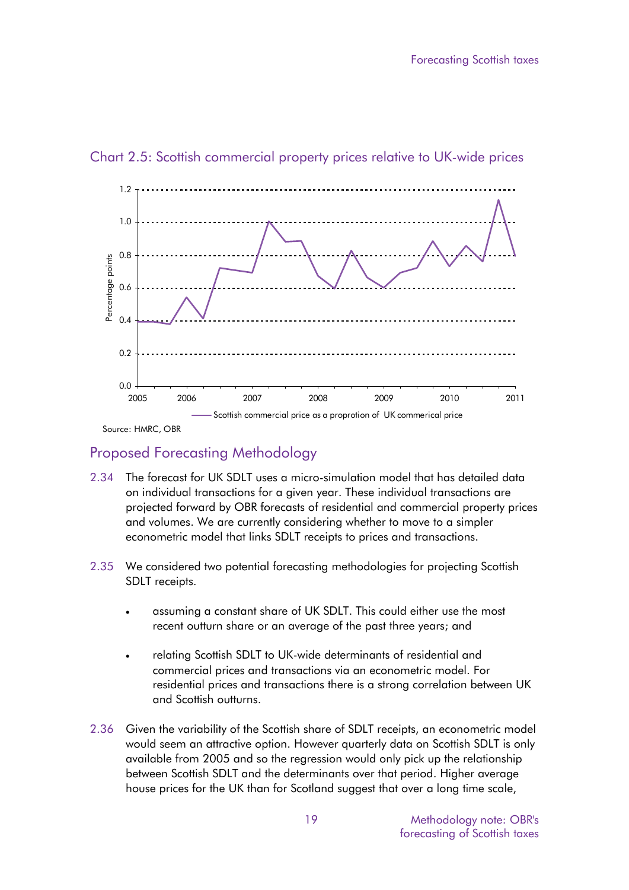## Chart 2.5: Scottish commercial property prices relative to UK-wide prices

Source: HMRC, OBR

## Proposed Forecasting Methodology

2.34 The forecast for UK SDLT uses a micro-simulation model that has detailed data on individual transactions for a given year. These individual transactions are projected forward by OBR forecasts of residential and commercial property prices and volumes. We are currently considering whether to move to a simpler econometric model that links SDLT receipts to prices and transactions.

2.35 We considered two potential forecasting methodologies for projecting Scottish SDLT receipts.

- assuming a constant share of UK SDLT. This could either use the most recent outturn share or an average of the past three years; and
- relating Scottish SDLT to UK-wide determinants of residential and commercial prices and transactions via an econometric model. For residential prices and transactions there is a strong correlation between UK and Scottish outturns.

2.36 Given the variability of the Scottish share of SDLT receipts, an econometric model would seem an attractive option. However quarterly data on Scottish SDLT is only available from 2005 and so the regression would only pick up the relationship between Scottish SDLT and the determinants over that period. Higher average house prices for the UK than for Scotland suggest that over a long time scale,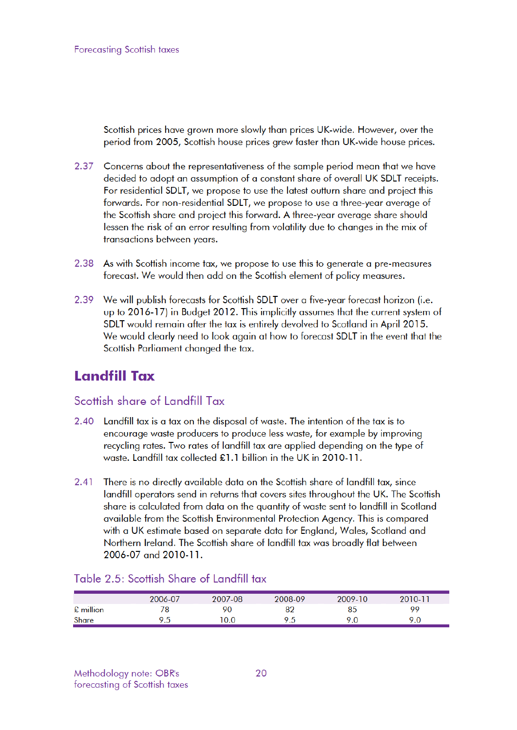Scottish prices have grown more slowly than prices UK-wide. However, over the period from 2005, Scottish house prices grew faster than UK-wide house prices.

2.37 Concerns about the representativeness of the sample period mean that we have decided to adopt an assumption of a constant share of overall UK SDLT receipts. For residential SDLT, we propose to use the latest outturn share and project this forwards. For non-residential SDLT, we propose to use a three-year average of the Scottish share and project this forward. A three-year average share should lessen the risk of an error resulting from volatility due to changes in the mix of transactions between years.

2.38 As with Scottish income tax, we propose to use this to generate a pre-measures forecast. We would then add on the Scottish element of policy measures.

2.39 We will publish forecasts for Scottish SDLT over a five-year forecast horizon (i.e. up to 2016-17) in Budget 2012. This implicitly assumes that the current system of SDLT would remain after the tax is entirely devolved to Scotland in April 2015. We would clearly need to look again at how to forecast SDLT in the event that the Scottish Parliament changed the tax.

## Landfill Tax

### Scottish share of Landfill Tax

2.40 Landfill tax is a tax on the disposal of waste. The intention of the tax is to encourage waste producers to produce less waste, for example by improving recycling rates. Two rates of landfill tax are applied depending on the type of waste. Landfill tax collected £1.1 billion in the UK in 2010-11.

2.41 There is no directly available data on the Scottish share of landfill tax, since landfill operators send in returns that covers sites throughout the UK. The Scottish share is calculated from data on the quantity of waste sent to landfill in Scotland available from the Scottish Environmental Protection Agency. This is compared with a UK estimate based on separate data for England, Wales, Scotland and Northern Ireland. The Scottish share of landfill tax was broadly flat between 2006-07 and 2010-11.

### Table 2.5: Scottish Share of Landfill tax

| | 2006-07 | 2007-08 | 2008-09 | 2009-10 | 2010-11 |
|---|---|---|---|---|---|
| £ million | 78 | 90 | 82 | 85 | 99 |
| Share | 9.5 | 10.0 | 9.5 | 9.0 | 9.0 |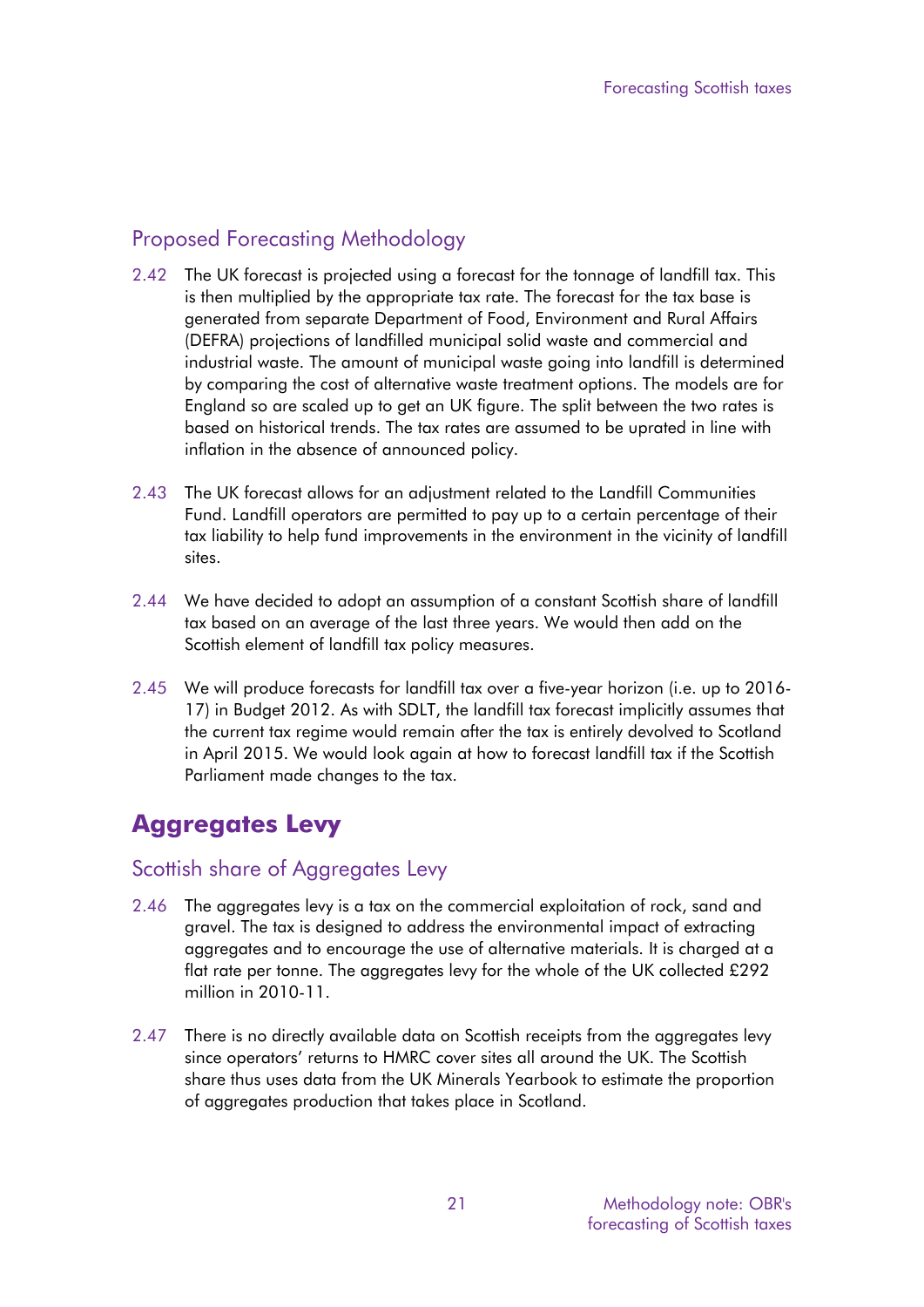## Proposed Forecasting Methodology

2.42 The UK forecast is projected using a forecast for the tonnage of landfill tax. This is then multiplied by the appropriate tax rate. The forecast for the tax base is generated from separate Department of Food, Environment and Rural Affairs (DEFRA) projections of landfilled municipal solid waste and commercial and industrial waste. The amount of municipal waste going into landfill is determined by comparing the cost of alternative waste treatment options. The models are for England so are scaled up to get an UK figure. The split between the two rates is based on historical trends. The tax rates are assumed to be uprated in line with inflation in the absence of announced policy.

2.43 The UK forecast allows for an adjustment related to the Landfill Communities Fund. Landfill operators are permitted to pay up to a certain percentage of their tax liability to help fund improvements in the environment in the vicinity of landfill sites.

2.44 We have decided to adopt an assumption of a constant Scottish share of landfill tax based on an average of the last three years. We would then add on the Scottish element of landfill tax policy measures.

2.45 We will produce forecasts for landfill tax over a five-year horizon (i.e. up to 2016-17) in Budget 2012. As with SDLT, the landfill tax forecast implicitly assumes that the current tax regime would remain after the tax is entirely devolved to Scotland in April 2015. We would look again at how to forecast landfill tax if the Scottish Parliament made changes to the tax.

# Aggregates Levy

## Scottish share of Aggregates Levy

2.46 The aggregates levy is a tax on the commercial exploitation of rock, sand and gravel. The tax is designed to address the environmental impact of extracting aggregates and to encourage the use of alternative materials. It is charged at a flat rate per tonne. The aggregates levy for the whole of the UK collected £292 million in 2010-11.

2.47 There is no directly available data on Scottish receipts from the aggregates levy since operators' returns to HMRC cover sites all around the UK. The Scottish share thus uses data from the UK Minerals Yearbook to estimate the proportion of aggregates production that takes place in Scotland.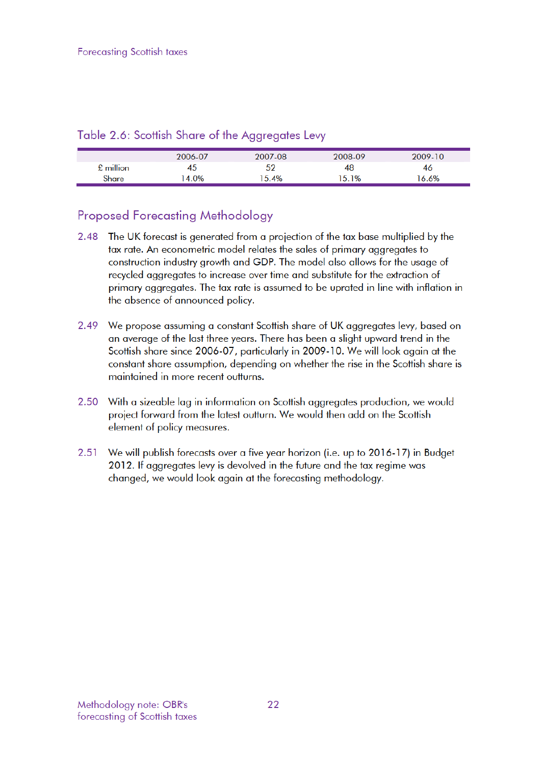## Table 2.6: Scottish Share of the Aggregates Levy

| | 2006-07 | 2007-08 | 2008-09 | 2009-10 |
|---|---|---|---|---|
| £ million | 45 | 52 | 48 | 46 |
| Share | 14.0% | 15.4% | 15.1% | 16.6% |

## Proposed Forecasting Methodology

2.48 The UK forecast is generated from a projection of the tax base multiplied by the tax rate. An econometric model relates the sales of primary aggregates to construction industry growth and GDP. The model also allows for the usage of recycled aggregates to increase over time and substitute for the extraction of primary aggregates. The tax rate is assumed to be uprated in line with inflation in the absence of announced policy.

2.49 We propose assuming a constant Scottish share of UK aggregates levy, based on an average of the last three years. There has been a slight upward trend in the Scottish share since 2006-07, particularly in 2009-10. We will look again at the constant share assumption, depending on whether the rise in the Scottish share is maintained in more recent outturns.

2.50 With a sizeable lag in information on Scottish aggregates production, we would project forward from the latest outturn. We would then add on the Scottish element of policy measures.

2.51 We will publish forecasts over a five year horizon (i.e. up to 2016-17) in Budget 2012. If aggregates levy is devolved in the future and the tax regime was changed, we would look again at the forecasting methodology.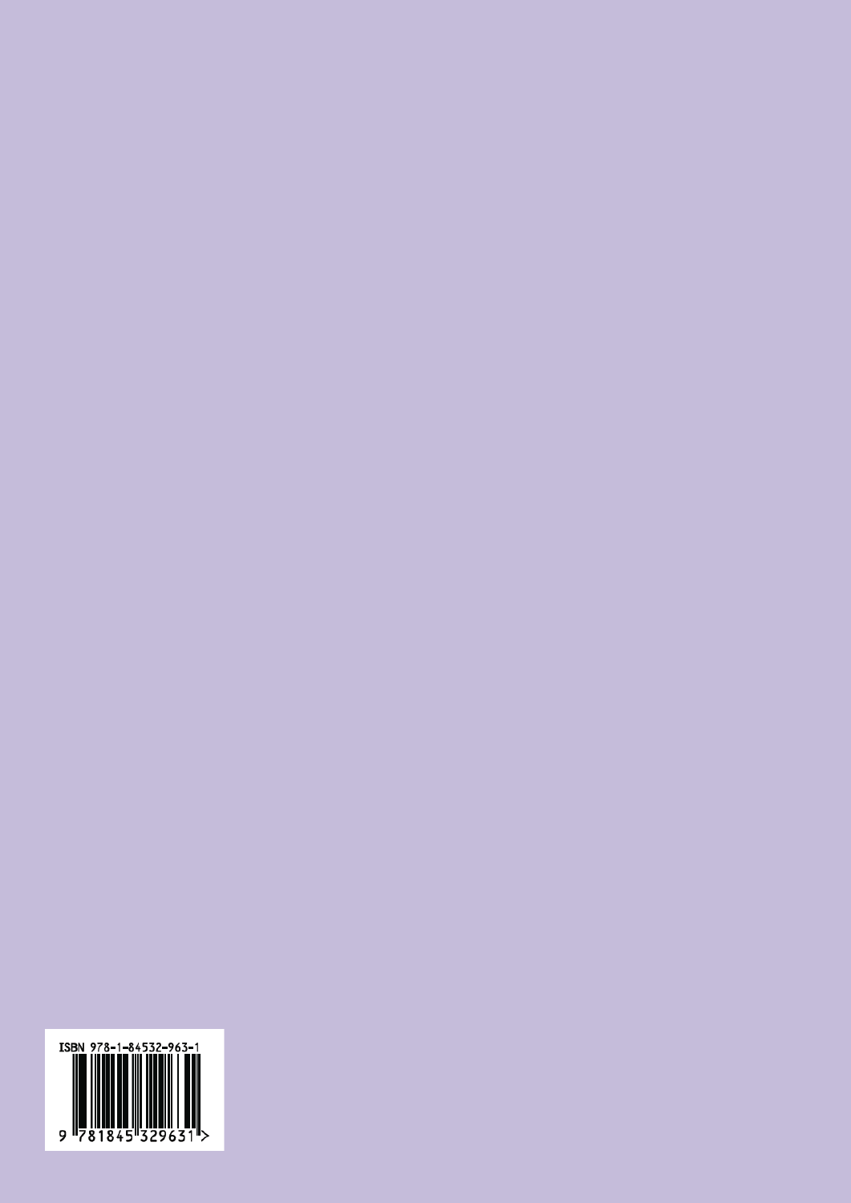ISBN 978-1-84532-963-1

9 781845 329631 >